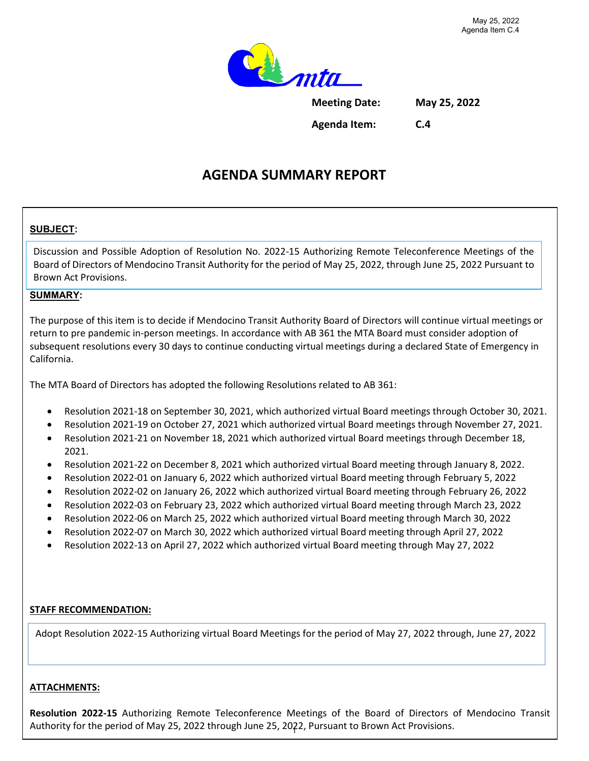May 25, 2022
Agenda Item C.4

**Meeting Date:** **May 25, 2022**

**Agenda Item:** **C.4**

# AGENDA SUMMARY REPORT

**SUBJECT:**

Discussion and Possible Adoption of Resolution No. 2022-15 Authorizing Remote Teleconference Meetings of the Board of Directors of Mendocino Transit Authority for the period of May 25, 2022, through June 25, 2022 Pursuant to Brown Act Provisions.

**SUMMARY:**

The purpose of this item is to decide if Mendocino Transit Authority Board of Directors will continue virtual meetings or return to pre pandemic in-person meetings. In accordance with AB 361 the MTA Board must consider adoption of subsequent resolutions every 30 days to continue conducting virtual meetings during a declared State of Emergency in California.

The MTA Board of Directors has adopted the following Resolutions related to AB 361:

- Resolution 2021-18 on September 30, 2021, which authorized virtual Board meetings through October 30, 2021.
- Resolution 2021-19 on October 27, 2021 which authorized virtual Board meetings through November 27, 2021.
- Resolution 2021-21 on November 18, 2021 which authorized virtual Board meetings through December 18, 2021.
- Resolution 2021-22 on December 8, 2021 which authorized virtual Board meeting through January 8, 2022.
- Resolution 2022-01 on January 6, 2022 which authorized virtual Board meeting through February 5, 2022
- Resolution 2022-02 on January 26, 2022 which authorized virtual Board meeting through February 26, 2022
- Resolution 2022-03 on February 23, 2022 which authorized virtual Board meeting through March 23, 2022
- Resolution 2022-06 on March 25, 2022 which authorized virtual Board meeting through March 30, 2022
- Resolution 2022-07 on March 30, 2022 which authorized virtual Board meeting through April 27, 2022
- Resolution 2022-13 on April 27, 2022 which authorized virtual Board meeting through May 27, 2022

**STAFF RECOMMENDATION:**

Adopt Resolution 2022-15 Authorizing virtual Board Meetings for the period of May 27, 2022 through, June 27, 2022

**ATTACHMENTS:**

**Resolution 2022-15** Authorizing Remote Teleconference Meetings of the Board of Directors of Mendocino Transit Authority for the period of May 25, 2022 through June 25, 2022, Pursuant to Brown Act Provisions.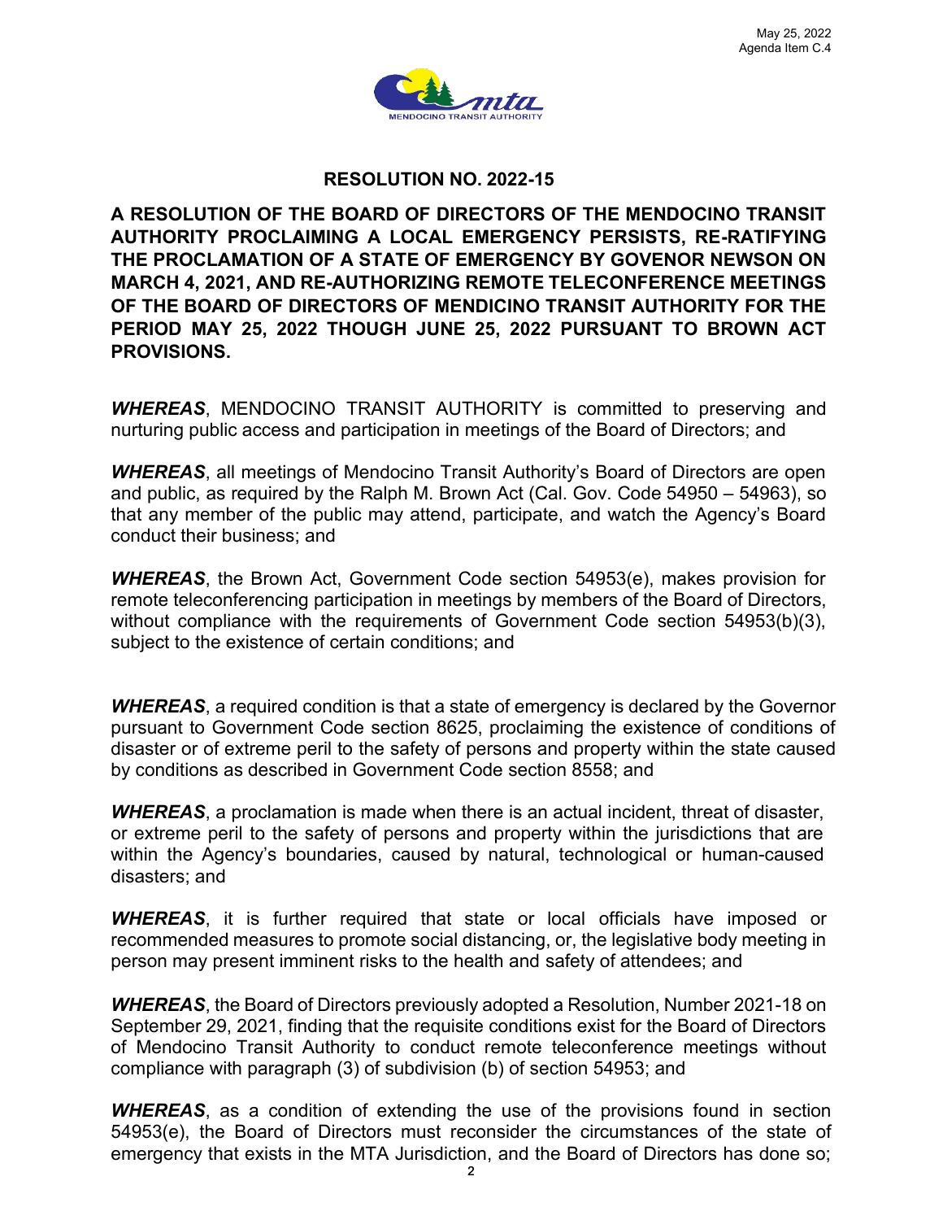May 25, 2022
Agenda Item C.4

MENDOCINO TRANSIT AUTHORITY

## RESOLUTION NO. 2022-15

**A RESOLUTION OF THE BOARD OF DIRECTORS OF THE MENDOCINO TRANSIT AUTHORITY PROCLAIMING A LOCAL EMERGENCY PERSISTS, RE-RATIFYING THE PROCLAMATION OF A STATE OF EMERGENCY BY GOVENOR NEWSON ON MARCH 4, 2021, AND RE-AUTHORIZING REMOTE TELECONFERENCE MEETINGS OF THE BOARD OF DIRECTORS OF MENDICINO TRANSIT AUTHORITY FOR THE PERIOD MAY 25, 2022 THOUGH JUNE 25, 2022 PURSUANT TO BROWN ACT PROVISIONS.**

***WHEREAS***, MENDOCINO TRANSIT AUTHORITY is committed to preserving and nurturing public access and participation in meetings of the Board of Directors; and

***WHEREAS***, all meetings of Mendocino Transit Authority's Board of Directors are open and public, as required by the Ralph M. Brown Act (Cal. Gov. Code 54950 – 54963), so that any member of the public may attend, participate, and watch the Agency's Board conduct their business; and

***WHEREAS***, the Brown Act, Government Code section 54953(e), makes provision for remote teleconferencing participation in meetings by members of the Board of Directors, without compliance with the requirements of Government Code section 54953(b)(3), subject to the existence of certain conditions; and

***WHEREAS***, a required condition is that a state of emergency is declared by the Governor pursuant to Government Code section 8625, proclaiming the existence of conditions of disaster or of extreme peril to the safety of persons and property within the state caused by conditions as described in Government Code section 8558; and

***WHEREAS***, a proclamation is made when there is an actual incident, threat of disaster, or extreme peril to the safety of persons and property within the jurisdictions that are within the Agency's boundaries, caused by natural, technological or human-caused disasters; and

***WHEREAS***, it is further required that state or local officials have imposed or recommended measures to promote social distancing, or, the legislative body meeting in person may present imminent risks to the health and safety of attendees; and

***WHEREAS***, the Board of Directors previously adopted a Resolution, Number 2021-18 on September 29, 2021, finding that the requisite conditions exist for the Board of Directors of Mendocino Transit Authority to conduct remote teleconference meetings without compliance with paragraph (3) of subdivision (b) of section 54953; and

***WHEREAS***, as a condition of extending the use of the provisions found in section 54953(e), the Board of Directors must reconsider the circumstances of the state of emergency that exists in the MTA Jurisdiction, and the Board of Directors has done so;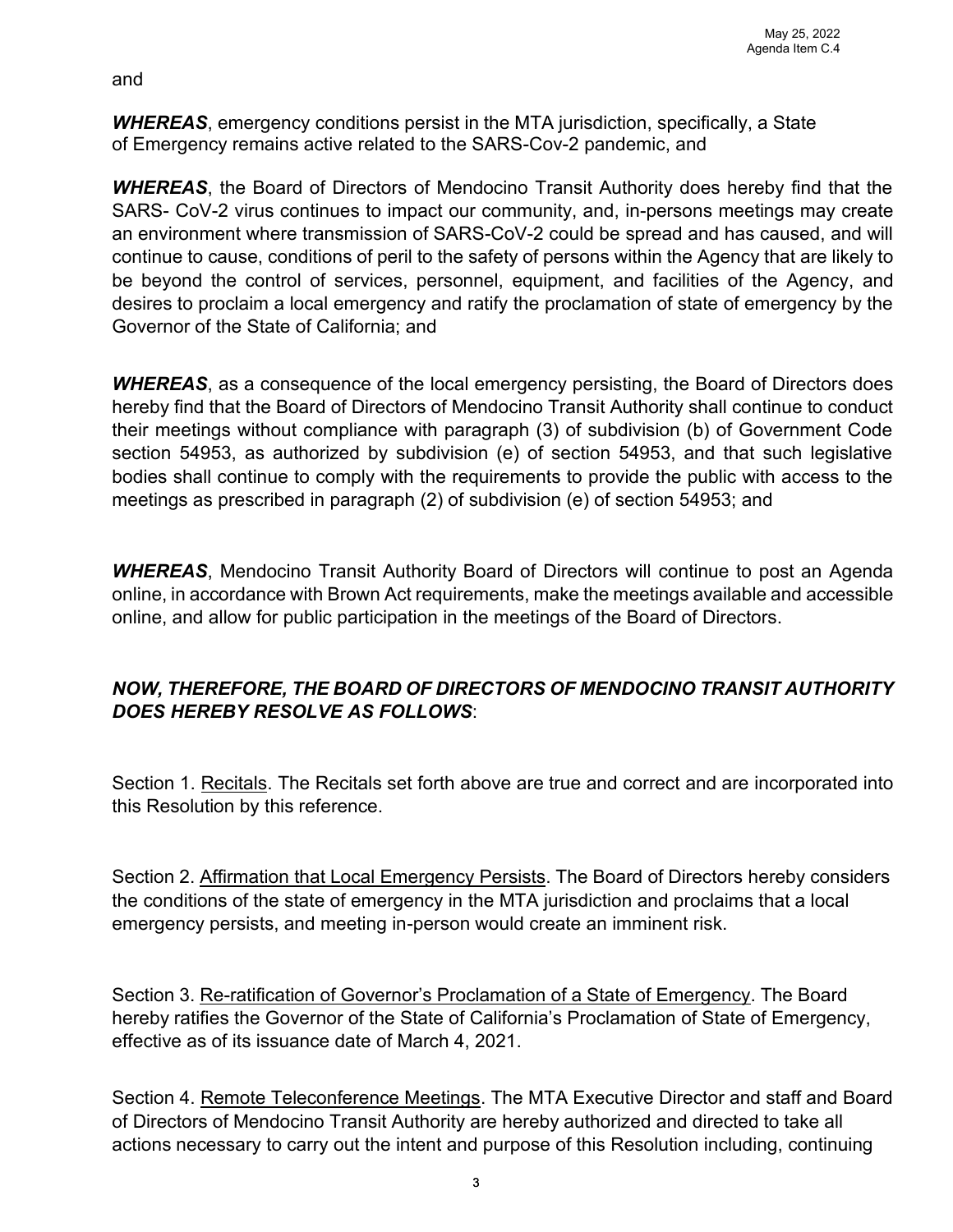and

***WHEREAS***, emergency conditions persist in the MTA jurisdiction, specifically, a State of Emergency remains active related to the SARS-Cov-2 pandemic, and

***WHEREAS***, the Board of Directors of Mendocino Transit Authority does hereby find that the SARS- CoV-2 virus continues to impact our community, and, in-persons meetings may create an environment where transmission of SARS-CoV-2 could be spread and has caused, and will continue to cause, conditions of peril to the safety of persons within the Agency that are likely to be beyond the control of services, personnel, equipment, and facilities of the Agency, and desires to proclaim a local emergency and ratify the proclamation of state of emergency by the Governor of the State of California; and

***WHEREAS***, as a consequence of the local emergency persisting, the Board of Directors does hereby find that the Board of Directors of Mendocino Transit Authority shall continue to conduct their meetings without compliance with paragraph (3) of subdivision (b) of Government Code section 54953, as authorized by subdivision (e) of section 54953, and that such legislative bodies shall continue to comply with the requirements to provide the public with access to the meetings as prescribed in paragraph (2) of subdivision (e) of section 54953; and

***WHEREAS***, Mendocino Transit Authority Board of Directors will continue to post an Agenda online, in accordance with Brown Act requirements, make the meetings available and accessible online, and allow for public participation in the meetings of the Board of Directors.

***NOW, THEREFORE, THE BOARD OF DIRECTORS OF MENDOCINO TRANSIT AUTHORITY DOES HEREBY RESOLVE AS FOLLOWS***:

Section 1. Recitals. The Recitals set forth above are true and correct and are incorporated into this Resolution by this reference.

Section 2. Affirmation that Local Emergency Persists. The Board of Directors hereby considers the conditions of the state of emergency in the MTA jurisdiction and proclaims that a local emergency persists, and meeting in-person would create an imminent risk.

Section 3. Re-ratification of Governor's Proclamation of a State of Emergency. The Board hereby ratifies the Governor of the State of California's Proclamation of State of Emergency, effective as of its issuance date of March 4, 2021.

Section 4. Remote Teleconference Meetings. The MTA Executive Director and staff and Board of Directors of Mendocino Transit Authority are hereby authorized and directed to take all actions necessary to carry out the intent and purpose of this Resolution including, continuing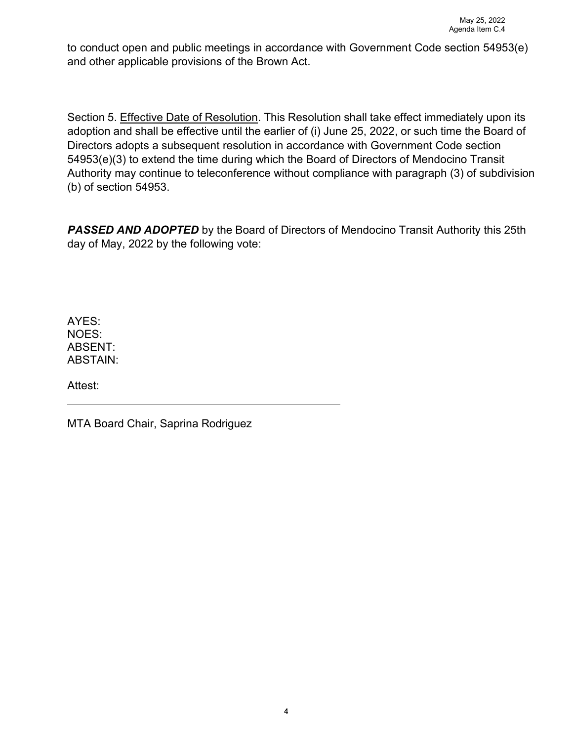to conduct open and public meetings in accordance with Government Code section 54953(e) and other applicable provisions of the Brown Act.

Section 5. Effective Date of Resolution. This Resolution shall take effect immediately upon its adoption and shall be effective until the earlier of (i) June 25, 2022, or such time the Board of Directors adopts a subsequent resolution in accordance with Government Code section 54953(e)(3) to extend the time during which the Board of Directors of Mendocino Transit Authority may continue to teleconference without compliance with paragraph (3) of subdivision (b) of section 54953.

***PASSED AND ADOPTED*** by the Board of Directors of Mendocino Transit Authority this 25th day of May, 2022 by the following vote:

AYES:
NOES:
ABSENT:
ABSTAIN:

Attest:

\_\_\_\_\_\_\_\_\_\_\_\_\_\_\_\_\_\_\_\_\_\_\_\_\_\_\_\_\_\_\_\_\_\_\_\_\_\_\_\_

MTA Board Chair, Saprina Rodriguez